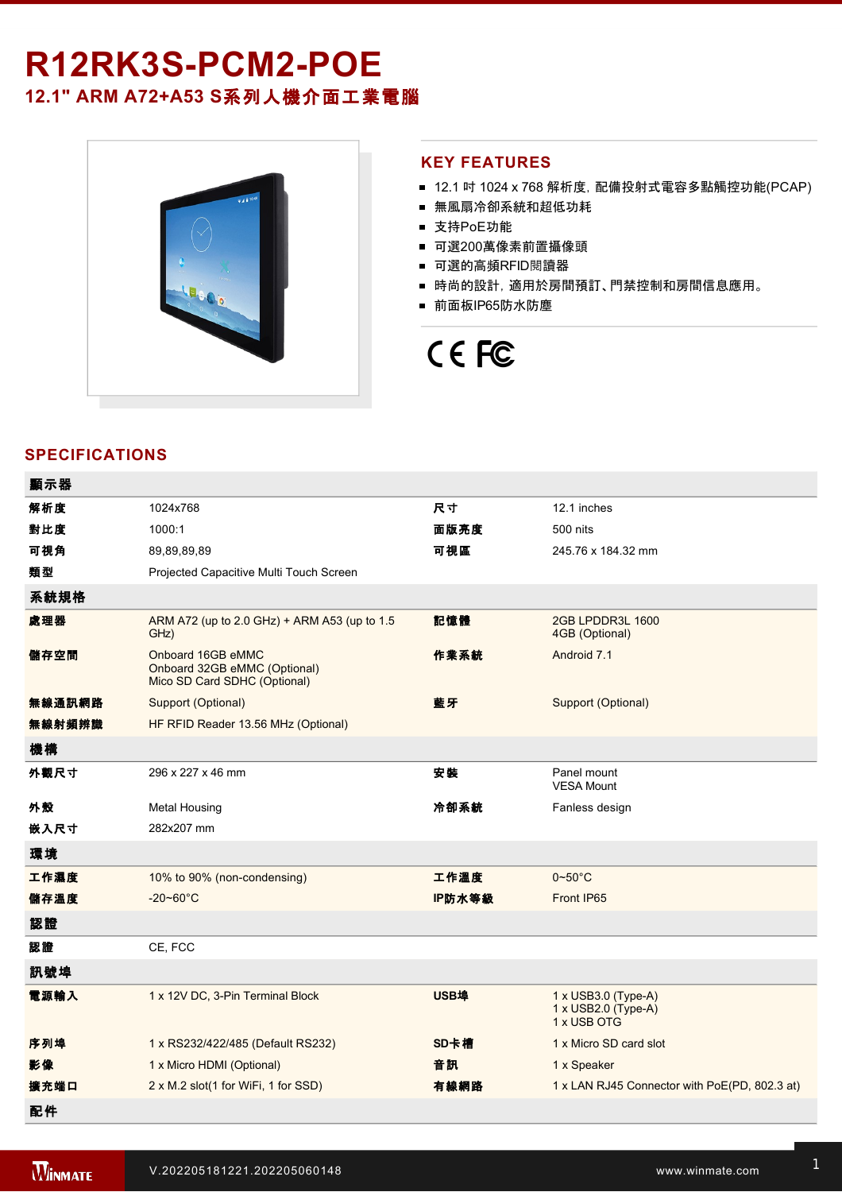# R12RK3S-PCM2-POE

## 12.1" ARM A72+A53 S系列人機介面工業電腦

## KEY FEATURES

- 12.1 吋 1024 x 768 解析度，配備投射式電容多點觸控功能(PCAP)
- 無風扇冷卻系統和超低功耗
- 支持PoE功能
- 可選200萬像素前置攝像頭
- 可選的高頻RFID閱讀器
- 時尚的設計，適用於房間預訂、門禁控制和房間信息應用。
- 前面板IP65防水防塵

## SPECIFICATIONS

| 顯示器 | | | |
|---|---|---|---|
| 解析度 | 1024x768 | 尺寸 | 12.1 inches |
| 對比度 | 1000:1 | 面版亮度 | 500 nits |
| 可視角 | 89,89,89,89 | 可視區 | 245.76 x 184.32 mm |
| 類型 | Projected Capacitive Multi Touch Screen | | |
| **系統規格** | | | |
| 處理器 | ARM A72 (up to 2.0 GHz) + ARM A53 (up to 1.5 GHz) | 記憶體 | 2GB LPDDR3L 1600<br>4GB (Optional) |
| 儲存空間 | Onboard 16GB eMMC<br>Onboard 32GB eMMC (Optional)<br>Mico SD Card SDHC (Optional) | 作業系統 | Android 7.1 |
| 無線通訊網路 | Support (Optional) | 藍牙 | Support (Optional) |
| 無線射頻辨識 | HF RFID Reader 13.56 MHz (Optional) | | |
| **機構** | | | |
| 外觀尺寸 | 296 x 227 x 46 mm | 安裝 | Panel mount<br>VESA Mount |
| 外殼 | Metal Housing | 冷卻系統 | Fanless design |
| 嵌入尺寸 | 282x207 mm | | |
| **環境** | | | |
| 工作濕度 | 10% to 90% (non-condensing) | 工作溫度 | 0~50°C |
| 儲存溫度 | -20~60°C | IP防水等級 | Front IP65 |
| **認證** | | | |
| 認證 | CE, FCC | | |
| **訊號埠** | | | |
| 電源輸入 | 1 x 12V DC, 3-Pin Terminal Block | USB埠 | 1 x USB3.0 (Type-A)<br>1 x USB2.0 (Type-A)<br>1 x USB OTG |
| 序列埠 | 1 x RS232/422/485 (Default RS232) | SD卡槽 | 1 x Micro SD card slot |
| 影像 | 1 x Micro HDMI (Optional) | 音訊 | 1 x Speaker |
| 擴充端口 | 2 x M.2 slot(1 for WiFi, 1 for SSD) | 有線網路 | 1 x LAN RJ45 Connector with PoE(PD, 802.3 at) |
| **配件** | | | |

V.202205181221.202205060148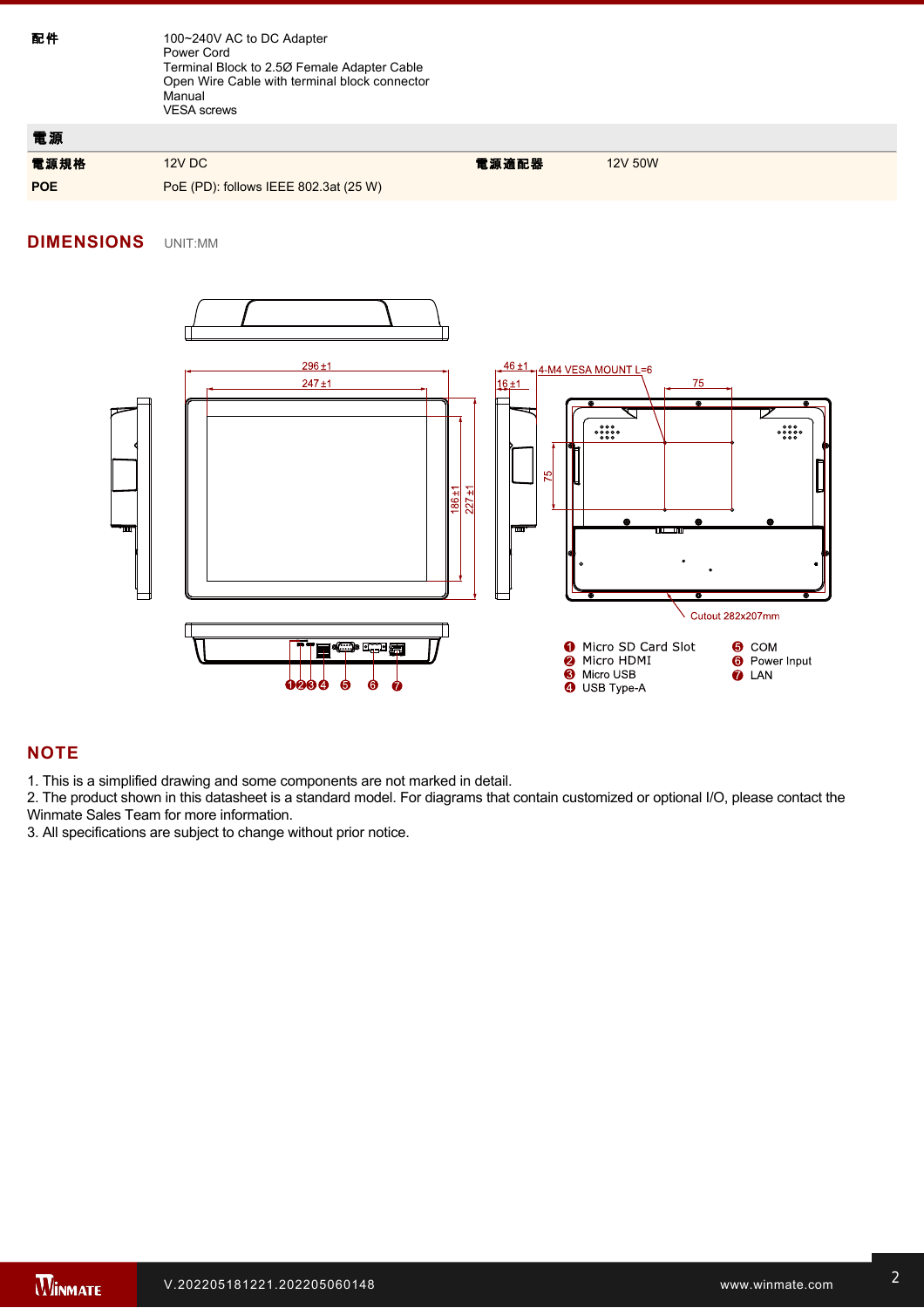| | |
|---|---|
| 配件 | 100~240V AC to DC Adapter<br>Power Cord<br>Terminal Block to 2.5Ø Female Adapter Cable<br>Open Wire Cable with terminal block connector<br>Manual<br>VESA screws |

| 電源 | | | |
|---|---|---|---|
| 電源規格 | 12V DC | 電源適配器 | 12V 50W |
| POE | PoE (PD): follows IEEE 802.3at (25 W) | | |

## DIMENSIONS

UNIT:MM

296±1
247±1
186±1
227±1
46±1
16±1
4-M4 VESA MOUNT L=6
75
75
Cutout 282x207mm

❶ Micro SD Card Slot
❷ Micro HDMI
❸ Micro USB
❹ USB Type-A
❺ COM
❻ Power Input
❼ LAN

## NOTE

1. This is a simplified drawing and some components are not marked in detail.
2. The product shown in this datasheet is a standard model. For diagrams that contain customized or optional I/O, please contact the Winmate Sales Team for more information.
3. All specifications are subject to change without prior notice.